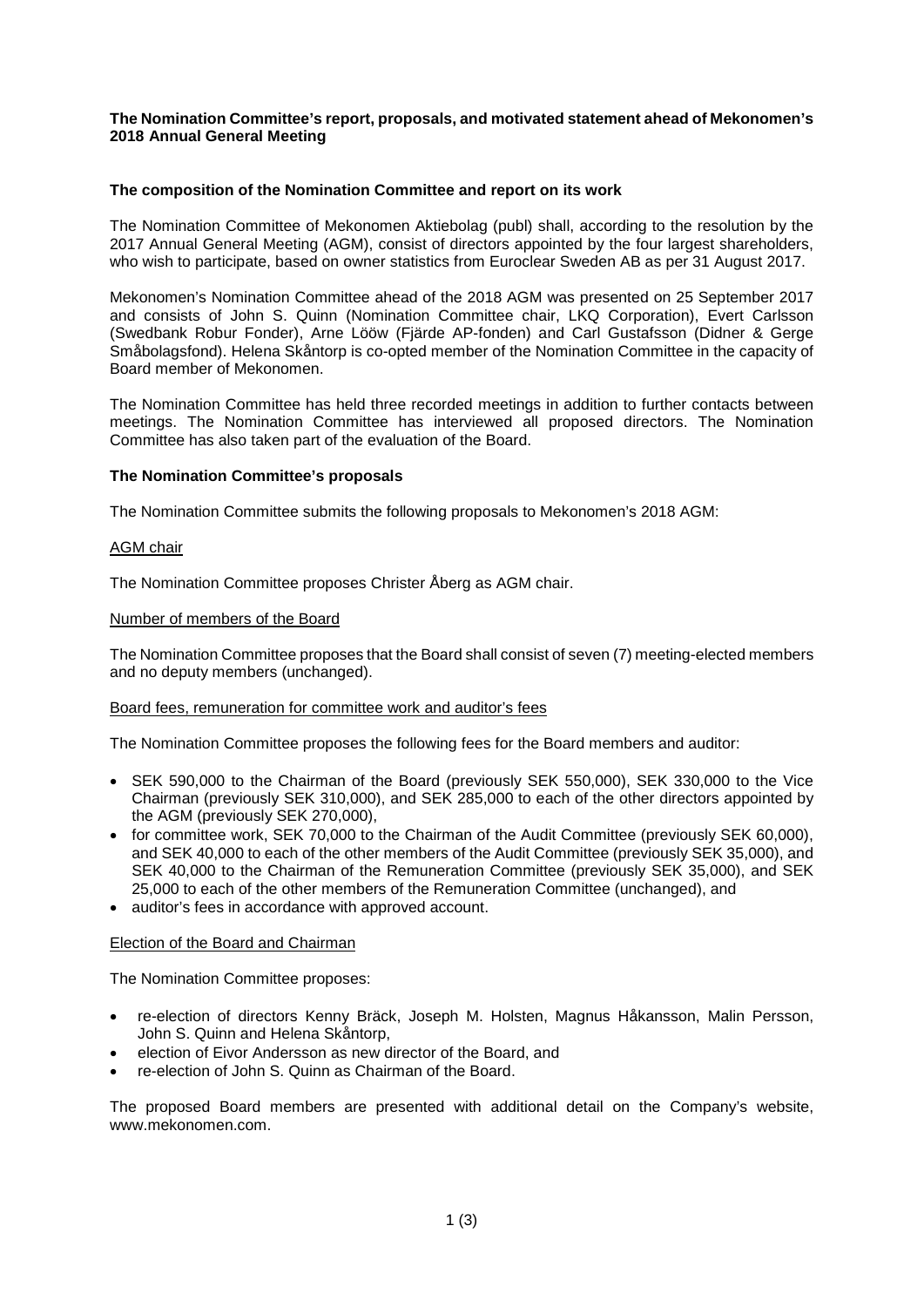**The Nomination Committee's report, proposals, and motivated statement ahead of Mekonomen's 2018 Annual General Meeting**

**The composition of the Nomination Committee and report on its work**

The Nomination Committee of Mekonomen Aktiebolag (publ) shall, according to the resolution by the 2017 Annual General Meeting (AGM), consist of directors appointed by the four largest shareholders, who wish to participate, based on owner statistics from Euroclear Sweden AB as per 31 August 2017.

Mekonomen's Nomination Committee ahead of the 2018 AGM was presented on 25 September 2017 and consists of John S. Quinn (Nomination Committee chair, LKQ Corporation), Evert Carlsson (Swedbank Robur Fonder), Arne Lööw (Fjärde AP-fonden) and Carl Gustafsson (Didner & Gerge Småbolagsfond). Helena Skåntorp is co-opted member of the Nomination Committee in the capacity of Board member of Mekonomen.

The Nomination Committee has held three recorded meetings in addition to further contacts between meetings. The Nomination Committee has interviewed all proposed directors. The Nomination Committee has also taken part of the evaluation of the Board.

**The Nomination Committee's proposals**

The Nomination Committee submits the following proposals to Mekonomen's 2018 AGM:

<u>AGM chair</u>

The Nomination Committee proposes Christer Åberg as AGM chair.

<u>Number of members of the Board</u>

The Nomination Committee proposes that the Board shall consist of seven (7) meeting-elected members and no deputy members (unchanged).

<u>Board fees, remuneration for committee work and auditor's fees</u>

The Nomination Committee proposes the following fees for the Board members and auditor:

- SEK 590,000 to the Chairman of the Board (previously SEK 550,000), SEK 330,000 to the Vice Chairman (previously SEK 310,000), and SEK 285,000 to each of the other directors appointed by the AGM (previously SEK 270,000),
- for committee work, SEK 70,000 to the Chairman of the Audit Committee (previously SEK 60,000), and SEK 40,000 to each of the other members of the Audit Committee (previously SEK 35,000), and SEK 40,000 to the Chairman of the Remuneration Committee (previously SEK 35,000), and SEK 25,000 to each of the other members of the Remuneration Committee (unchanged), and
- auditor's fees in accordance with approved account.

<u>Election of the Board and Chairman</u>

The Nomination Committee proposes:

- re-election of directors Kenny Bräck, Joseph M. Holsten, Magnus Håkansson, Malin Persson, John S. Quinn and Helena Skåntorp,
- election of Eivor Andersson as new director of the Board, and
- re-election of John S. Quinn as Chairman of the Board.

The proposed Board members are presented with additional detail on the Company's website, www.mekonomen.com.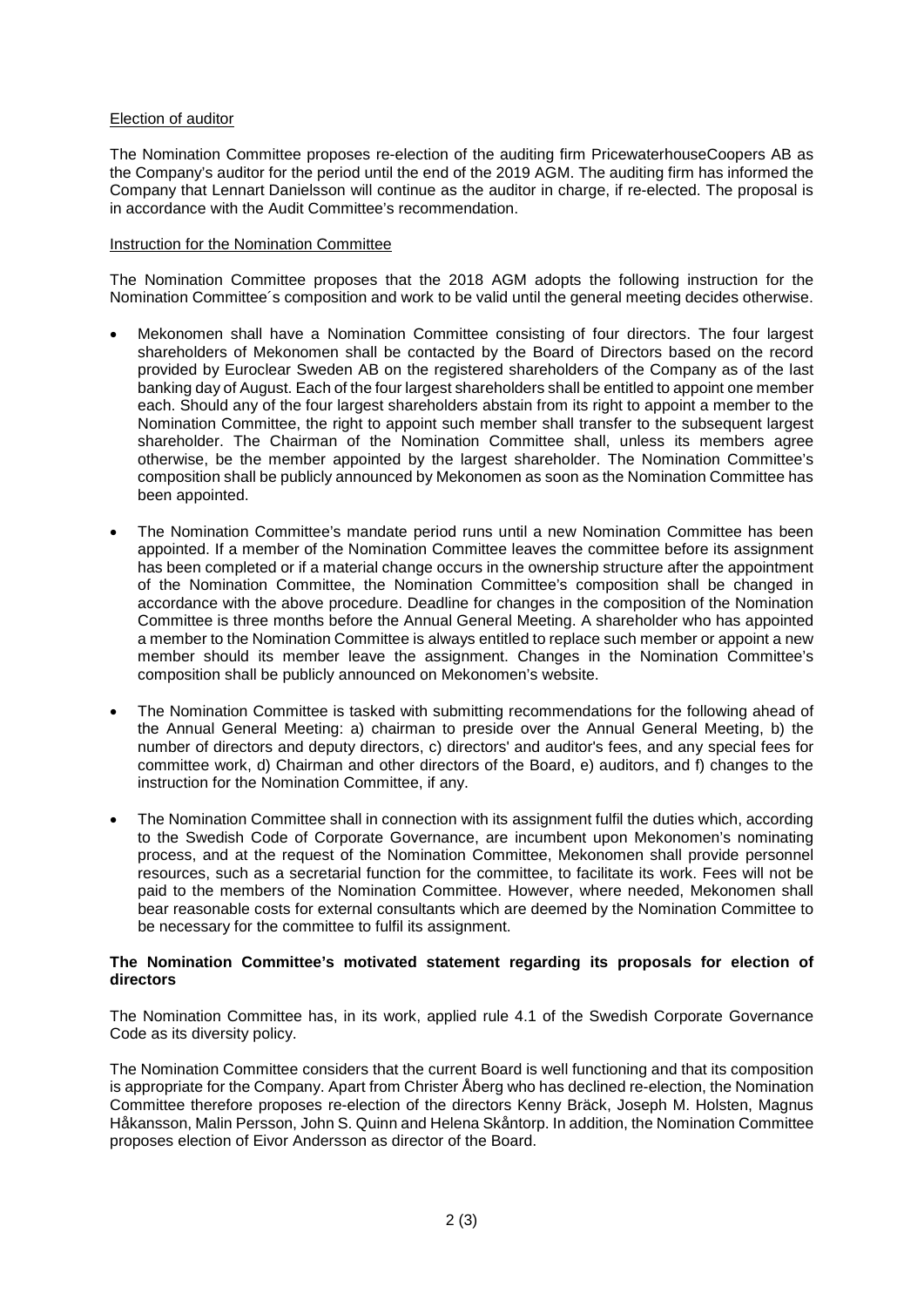Election of auditor

The Nomination Committee proposes re-election of the auditing firm PricewaterhouseCoopers AB as the Company's auditor for the period until the end of the 2019 AGM. The auditing firm has informed the Company that Lennart Danielsson will continue as the auditor in charge, if re-elected. The proposal is in accordance with the Audit Committee's recommendation.

Instruction for the Nomination Committee

The Nomination Committee proposes that the 2018 AGM adopts the following instruction for the Nomination Committee´s composition and work to be valid until the general meeting decides otherwise.

- Mekonomen shall have a Nomination Committee consisting of four directors. The four largest shareholders of Mekonomen shall be contacted by the Board of Directors based on the record provided by Euroclear Sweden AB on the registered shareholders of the Company as of the last banking day of August. Each of the four largest shareholders shall be entitled to appoint one member each. Should any of the four largest shareholders abstain from its right to appoint a member to the Nomination Committee, the right to appoint such member shall transfer to the subsequent largest shareholder. The Chairman of the Nomination Committee shall, unless its members agree otherwise, be the member appointed by the largest shareholder. The Nomination Committee's composition shall be publicly announced by Mekonomen as soon as the Nomination Committee has been appointed.

- The Nomination Committee's mandate period runs until a new Nomination Committee has been appointed. If a member of the Nomination Committee leaves the committee before its assignment has been completed or if a material change occurs in the ownership structure after the appointment of the Nomination Committee, the Nomination Committee's composition shall be changed in accordance with the above procedure. Deadline for changes in the composition of the Nomination Committee is three months before the Annual General Meeting. A shareholder who has appointed a member to the Nomination Committee is always entitled to replace such member or appoint a new member should its member leave the assignment. Changes in the Nomination Committee's composition shall be publicly announced on Mekonomen's website.

- The Nomination Committee is tasked with submitting recommendations for the following ahead of the Annual General Meeting: a) chairman to preside over the Annual General Meeting, b) the number of directors and deputy directors, c) directors' and auditor's fees, and any special fees for committee work, d) Chairman and other directors of the Board, e) auditors, and f) changes to the instruction for the Nomination Committee, if any.

- The Nomination Committee shall in connection with its assignment fulfil the duties which, according to the Swedish Code of Corporate Governance, are incumbent upon Mekonomen's nominating process, and at the request of the Nomination Committee, Mekonomen shall provide personnel resources, such as a secretarial function for the committee, to facilitate its work. Fees will not be paid to the members of the Nomination Committee. However, where needed, Mekonomen shall bear reasonable costs for external consultants which are deemed by the Nomination Committee to be necessary for the committee to fulfil its assignment.

**The Nomination Committee's motivated statement regarding its proposals for election of directors**

The Nomination Committee has, in its work, applied rule 4.1 of the Swedish Corporate Governance Code as its diversity policy.

The Nomination Committee considers that the current Board is well functioning and that its composition is appropriate for the Company. Apart from Christer Åberg who has declined re-election, the Nomination Committee therefore proposes re-election of the directors Kenny Bräck, Joseph M. Holsten, Magnus Håkansson, Malin Persson, John S. Quinn and Helena Skåntorp. In addition, the Nomination Committee proposes election of Eivor Andersson as director of the Board.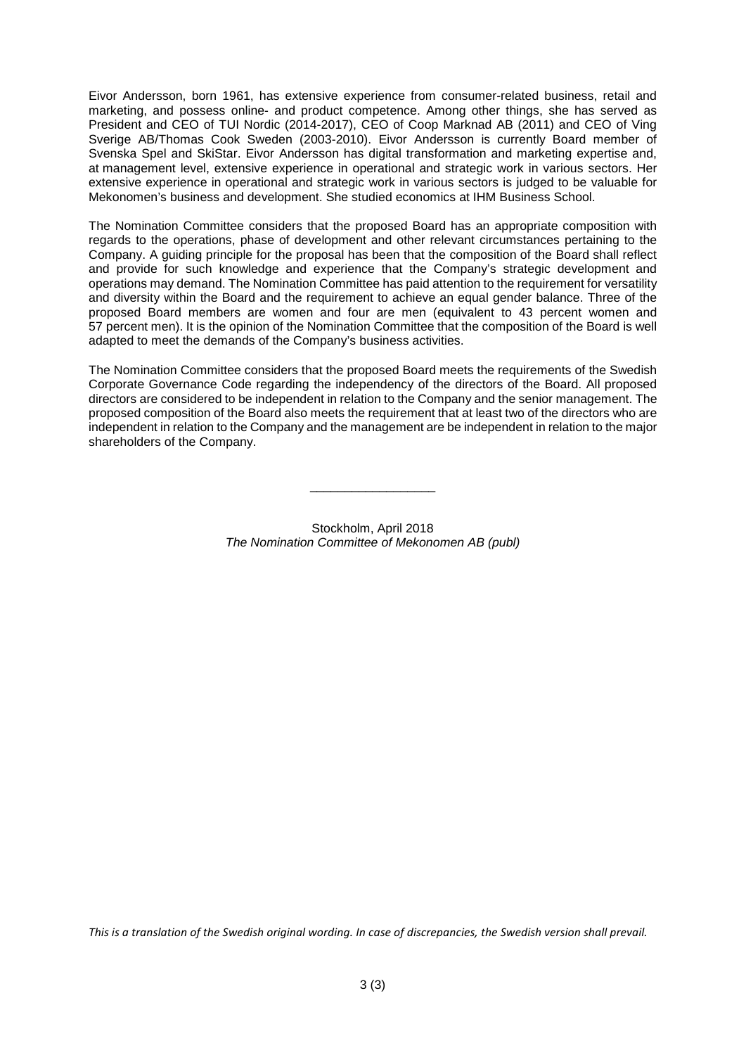Eivor Andersson, born 1961, has extensive experience from consumer-related business, retail and marketing, and possess online- and product competence. Among other things, she has served as President and CEO of TUI Nordic (2014-2017), CEO of Coop Marknad AB (2011) and CEO of Ving Sverige AB/Thomas Cook Sweden (2003-2010). Eivor Andersson is currently Board member of Svenska Spel and SkiStar. Eivor Andersson has digital transformation and marketing expertise and, at management level, extensive experience in operational and strategic work in various sectors. Her extensive experience in operational and strategic work in various sectors is judged to be valuable for Mekonomen's business and development. She studied economics at IHM Business School.

The Nomination Committee considers that the proposed Board has an appropriate composition with regards to the operations, phase of development and other relevant circumstances pertaining to the Company. A guiding principle for the proposal has been that the composition of the Board shall reflect and provide for such knowledge and experience that the Company's strategic development and operations may demand. The Nomination Committee has paid attention to the requirement for versatility and diversity within the Board and the requirement to achieve an equal gender balance. Three of the proposed Board members are women and four are men (equivalent to 43 percent women and 57 percent men). It is the opinion of the Nomination Committee that the composition of the Board is well adapted to meet the demands of the Company's business activities.

The Nomination Committee considers that the proposed Board meets the requirements of the Swedish Corporate Governance Code regarding the independency of the directors of the Board. All proposed directors are considered to be independent in relation to the Company and the senior management. The proposed composition of the Board also meets the requirement that at least two of the directors who are independent in relation to the Company and the management are be independent in relation to the major shareholders of the Company.

\_\_\_\_\_\_\_\_\_\_\_\_\_\_\_\_\_\_

Stockholm, April 2018
*The Nomination Committee of Mekonomen AB (publ)*

*This is a translation of the Swedish original wording. In case of discrepancies, the Swedish version shall prevail.*